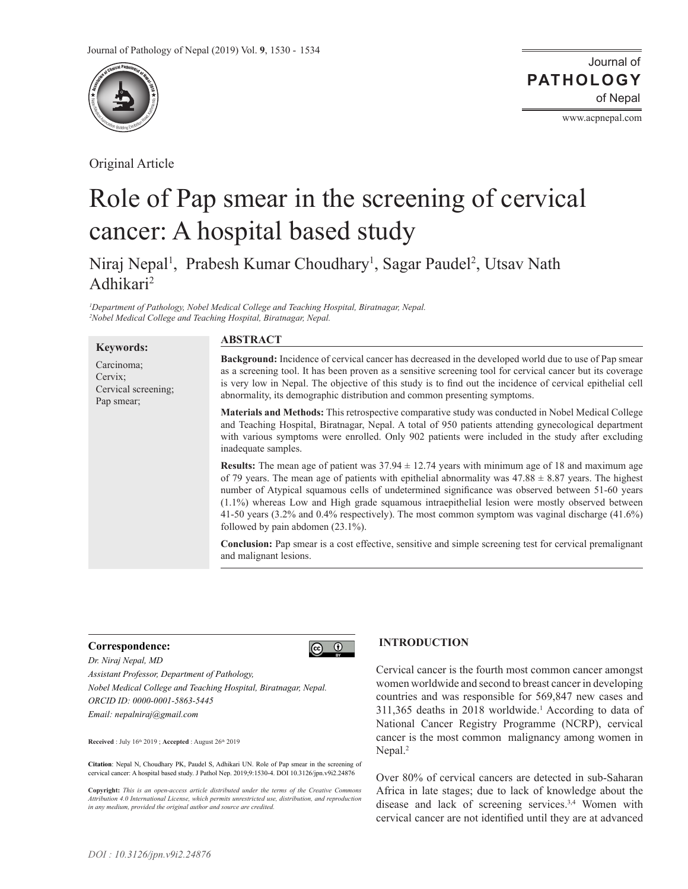Original Article

# Role of Pap smear in the screening of cervical cancer: A hospital based study

Niraj Nepal[1], Prabesh Kumar Choudhary[1], Sagar Paudel[2], Utsav Nath Adhikari[2]

*[1]Department of Pathology, Nobel Medical College and Teaching Hospital, Biratnagar, Nepal.*
*[2]Nobel Medical College and Teaching Hospital, Biratnagar, Nepal.*

**Keywords:**

Carcinoma;
Cervix;
Cervical screening;
Pap smear;

## ABSTRACT

**Background:** Incidence of cervical cancer has decreased in the developed world due to use of Pap smear as a screening tool. It has been proven as a sensitive screening tool for cervical cancer but its coverage is very low in Nepal. The objective of this study is to find out the incidence of cervical epithelial cell abnormality, its demographic distribution and common presenting symptoms.

**Materials and Methods:** This retrospective comparative study was conducted in Nobel Medical College and Teaching Hospital, Biratnagar, Nepal. A total of 950 patients attending gynecological department with various symptoms were enrolled. Only 902 patients were included in the study after excluding inadequate samples.

**Results:** The mean age of patient was 37.94 ± 12.74 years with minimum age of 18 and maximum age of 79 years. The mean age of patients with epithelial abnormality was 47.88 ± 8.87 years. The highest number of Atypical squamous cells of undetermined significance was observed between 51-60 years (1.1%) whereas Low and High grade squamous intraepithelial lesion were mostly observed between 41-50 years (3.2% and 0.4% respectively). The most common symptom was vaginal discharge (41.6%) followed by pain abdomen (23.1%).

**Conclusion:** Pap smear is a cost effective, sensitive and simple screening test for cervical premalignant and malignant lesions.

**Correspondence:**

*Dr. Niraj Nepal, MD*
*Assistant Professor, Department of Pathology,*
*Nobel Medical College and Teaching Hospital, Biratnagar, Nepal.*
*ORCID ID: 0000-0001-5863-5445*
*Email: nepalniraj@gmail.com*

**Received** : July 16th 2019 ; **Accepted** : August 26th 2019

**Citation**: Nepal N, Choudhary PK, Paudel S, Adhikari UN. Role of Pap smear in the screening of cervical cancer: A hospital based study. J Pathol Nep. 2019;9:1530-4. DOI 10.3126/jpn.v9i2.24876

**Copyright:** *This is an open-access article distributed under the terms of the Creative Commons Attribution 4.0 International License, which permits unrestricted use, distribution, and reproduction in any medium, provided the original author and source are credited.*

## INTRODUCTION

Cervical cancer is the fourth most common cancer amongst women worldwide and second to breast cancer in developing countries and was responsible for 569,847 new cases and 311,365 deaths in 2018 worldwide.[1] According to data of National Cancer Registry Programme (NCRP), cervical cancer is the most common malignancy among women in Nepal.[2]

Over 80% of cervical cancers are detected in sub-Saharan Africa in late stages; due to lack of knowledge about the disease and lack of screening services.[3,4] Women with cervical cancer are not identified until they are at advanced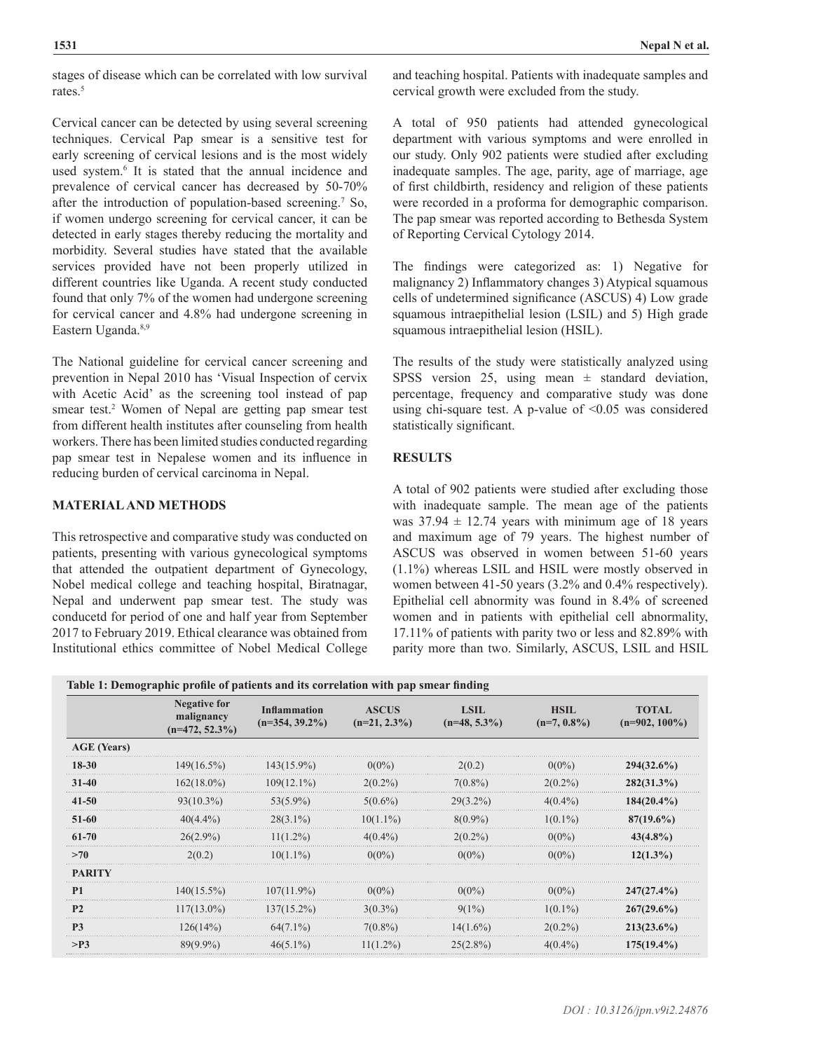stages of disease which can be correlated with low survival rates.[5]

Cervical cancer can be detected by using several screening techniques. Cervical Pap smear is a sensitive test for early screening of cervical lesions and is the most widely used system.[6] It is stated that the annual incidence and prevalence of cervical cancer has decreased by 50-70% after the introduction of population-based screening.[7] So, if women undergo screening for cervical cancer, it can be detected in early stages thereby reducing the mortality and morbidity. Several studies have stated that the available services provided have not been properly utilized in different countries like Uganda. A recent study conducted found that only 7% of the women had undergone screening for cervical cancer and 4.8% had undergone screening in Eastern Uganda.[8,9]

The National guideline for cervical cancer screening and prevention in Nepal 2010 has 'Visual Inspection of cervix with Acetic Acid' as the screening tool instead of pap smear test.[2] Women of Nepal are getting pap smear test from different health institutes after counseling from health workers. There has been limited studies conducted regarding pap smear test in Nepalese women and its influence in reducing burden of cervical carcinoma in Nepal.

## MATERIAL AND METHODS

This retrospective and comparative study was conducted on patients, presenting with various gynecological symptoms that attended the outpatient department of Gynecology, Nobel medical college and teaching hospital, Biratnagar, Nepal and underwent pap smear test. The study was conducetd for period of one and half year from September 2017 to February 2019. Ethical clearance was obtained from Institutional ethics committee of Nobel Medical College and teaching hospital. Patients with inadequate samples and cervical growth were excluded from the study.

A total of 950 patients had attended gynecological department with various symptoms and were enrolled in our study. Only 902 patients were studied after excluding inadequate samples. The age, parity, age of marriage, age of first childbirth, residency and religion of these patients were recorded in a proforma for demographic comparison. The pap smear was reported according to Bethesda System of Reporting Cervical Cytology 2014.

The findings were categorized as: 1) Negative for malignancy 2) Inflammatory changes 3) Atypical squamous cells of undetermined significance (ASCUS) 4) Low grade squamous intraepithelial lesion (LSIL) and 5) High grade squamous intraepithelial lesion (HSIL).

The results of the study were statistically analyzed using SPSS version 25, using mean ± standard deviation, percentage, frequency and comparative study was done using chi-square test. A p-value of <0.05 was considered statistically significant.

## RESULTS

A total of 902 patients were studied after excluding those with inadequate sample. The mean age of the patients was 37.94 ± 12.74 years with minimum age of 18 years and maximum age of 79 years. The highest number of ASCUS was observed in women between 51-60 years (1.1%) whereas LSIL and HSIL were mostly observed in women between 41-50 years (3.2% and 0.4% respectively). Epithelial cell abnormity was found in 8.4% of screened women and in patients with epithelial cell abnormality, 17.11% of patients with parity two or less and 82.89% with parity more than two. Similarly, ASCUS, LSIL and HSIL

**Table 1: Demographic profile of patients and its correlation with pap smear finding**

| | Negative for malignancy (n=472, 52.3%) | Inflammation (n=354, 39.2%) | ASCUS (n=21, 2.3%) | LSIL (n=48, 5.3%) | HSIL (n=7, 0.8%) | TOTAL (n=902, 100%) |
|---|---|---|---|---|---|---|
| **AGE (Years)** | | | | | | |
| **18-30** | 149(16.5%) | 143(15.9%) | 0(0%) | 2(0.2) | 0(0%) | **294(32.6%)** |
| **31-40** | 162(18.0%) | 109(12.1%) | 2(0.2%) | 7(0.8%) | 2(0.2%) | **282(31.3%)** |
| **41-50** | 93(10.3%) | 53(5.9%) | 5(0.6%) | 29(3.2%) | 4(0.4%) | **184(20.4%)** |
| **51-60** | 40(4.4%) | 28(3.1%) | 10(1.1%) | 8(0.9%) | 1(0.1%) | **87(19.6%)** |
| **61-70** | 26(2.9%) | 11(1.2%) | 4(0.4%) | 2(0.2%) | 0(0%) | **43(4.8%)** |
| **>70** | 2(0.2) | 10(1.1%) | 0(0%) | 0(0%) | 0(0%) | **12(1.3%)** |
| **PARITY** | | | | | | |
| **P1** | 140(15.5%) | 107(11.9%) | 0(0%) | 0(0%) | 0(0%) | **247(27.4%)** |
| **P2** | 117(13.0%) | 137(15.2%) | 3(0.3%) | 9(1%) | 1(0.1%) | **267(29.6%)** |
| **P3** | 126(14%) | 64(7.1%) | 7(0.8%) | 14(1.6%) | 2(0.2%) | **213(23.6%)** |
| **>P3** | 89(9.9%) | 46(5.1%) | 11(1.2%) | 25(2.8%) | 4(0.4%) | **175(19.4%)** |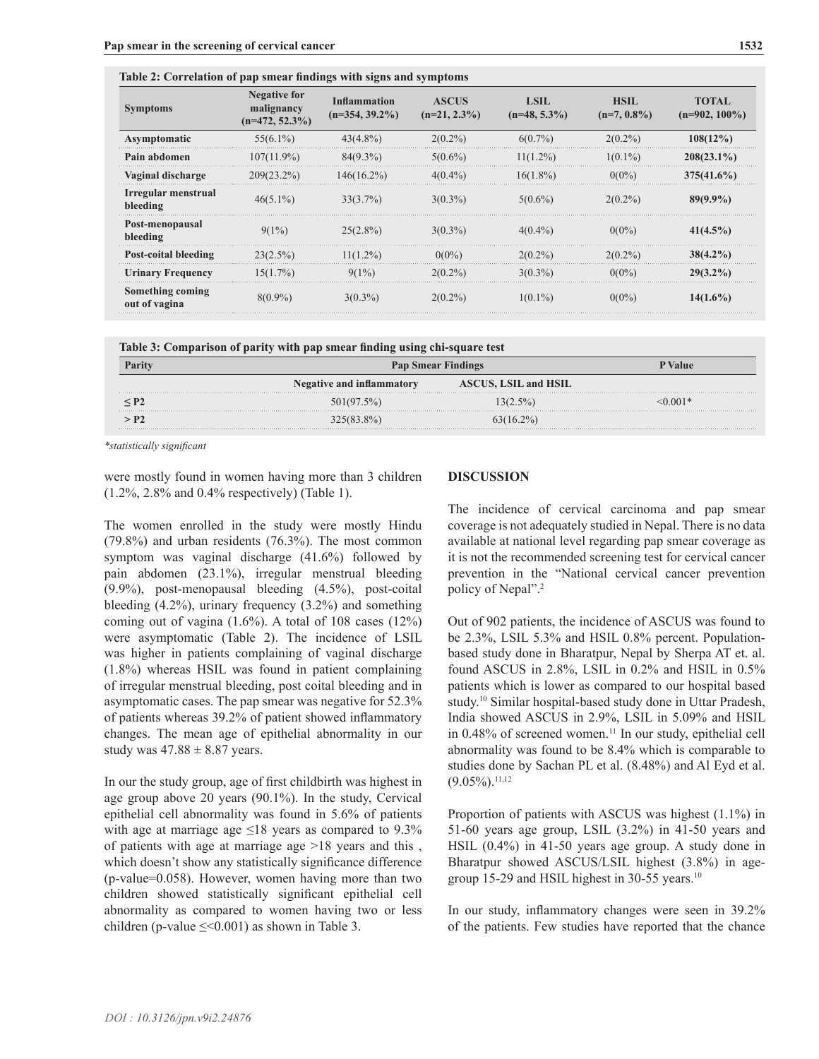**Table 2: Correlation of pap smear findings with signs and symptoms**

| Symptoms | Negative for malignancy (n=472, 52.3%) | Inflammation (n=354, 39.2%) | ASCUS (n=21, 2.3%) | LSIL (n=48, 5.3%) | HSIL (n=7, 0.8%) | TOTAL (n=902, 100%) |
|---|---|---|---|---|---|---|
| **Asymptomatic** | 55(6.1%) | 43(4.8%) | 2(0.2%) | 6(0.7%) | 2(0.2%) | **108(12%)** |
| **Pain abdomen** | 107(11.9%) | 84(9.3%) | 5(0.6%) | 11(1.2%) | 1(0.1%) | **208(23.1%)** |
| **Vaginal discharge** | 209(23.2%) | 146(16.2%) | 4(0.4%) | 16(1.8%) | 0(0%) | **375(41.6%)** |
| **Irregular menstrual bleeding** | 46(5.1%) | 33(3.7%) | 3(0.3%) | 5(0.6%) | 2(0.2%) | **89(9.9%)** |
| **Post-menopausal bleeding** | 9(1%) | 25(2.8%) | 3(0.3%) | 4(0.4%) | 0(0%) | **41(4.5%)** |
| **Post-coital bleeding** | 23(2.5%) | 11(1.2%) | 0(0%) | 2(0.2%) | 2(0.2%) | **38(4.2%)** |
| **Urinary Frequency** | 15(1.7%) | 9(1%) | 2(0.2%) | 3(0.3%) | 0(0%) | **29(3.2%)** |
| **Something coming out of vagina** | 8(0.9%) | 3(0.3%) | 2(0.2%) | 1(0.1%) | 0(0%) | **14(1.6%)** |

**Table 3: Comparison of parity with pap smear finding using chi-square test**

| Parity | Pap Smear Findings | | P Value |
|---|---|---|---|
| | Negative and inflammatory | ASCUS, LSIL and HSIL | |
| ≤ P2 | 501(97.5%) | 13(2.5%) | <0.001* |
| > P2 | 325(83.8%) | 63(16.2%) | |

*\*statistically significant*

were mostly found in women having more than 3 children (1.2%, 2.8% and 0.4% respectively) (Table 1).

The women enrolled in the study were mostly Hindu (79.8%) and urban residents (76.3%). The most common symptom was vaginal discharge (41.6%) followed by pain abdomen (23.1%), irregular menstrual bleeding (9.9%), post-menopausal bleeding (4.5%), post-coital bleeding (4.2%), urinary frequency (3.2%) and something coming out of vagina (1.6%). A total of 108 cases (12%) were asymptomatic (Table 2). The incidence of LSIL was higher in patients complaining of vaginal discharge (1.8%) whereas HSIL was found in patient complaining of irregular menstrual bleeding, post coital bleeding and in asymptomatic cases. The pap smear was negative for 52.3% of patients whereas 39.2% of patient showed inflammatory changes. The mean age of epithelial abnormality in our study was 47.88 ± 8.87 years.

In our the study group, age of first childbirth was highest in age group above 20 years (90.1%). In the study, Cervical epithelial cell abnormality was found in 5.6% of patients with age at marriage age ≤18 years as compared to 9.3% of patients with age at marriage age >18 years and this , which doesn't show any statistically significance difference (p-value=0.058). However, women having more than two children showed statistically significant epithelial cell abnormality as compared to women having two or less children (p-value ≤<0.001) as shown in Table 3.

## DISCUSSION

The incidence of cervical carcinoma and pap smear coverage is not adequately studied in Nepal. There is no data available at national level regarding pap smear coverage as it is not the recommended screening test for cervical cancer prevention in the "National cervical cancer prevention policy of Nepal".[2]

Out of 902 patients, the incidence of ASCUS was found to be 2.3%, LSIL 5.3% and HSIL 0.8% percent. Population-based study done in Bharatpur, Nepal by Sherpa AT et. al. found ASCUS in 2.8%, LSIL in 0.2% and HSIL in 0.5% patients which is lower as compared to our hospital based study.[10] Similar hospital-based study done in Uttar Pradesh, India showed ASCUS in 2.9%, LSIL in 5.09% and HSIL in 0.48% of screened women.[11] In our study, epithelial cell abnormality was found to be 8.4% which is comparable to studies done by Sachan PL et al. (8.48%) and Al Eyd et al. (9.05%).[11,12]

Proportion of patients with ASCUS was highest (1.1%) in 51-60 years age group, LSIL (3.2%) in 41-50 years and HSIL (0.4%) in 41-50 years age group. A study done in Bharatpur showed ASCUS/LSIL highest (3.8%) in age-group 15-29 and HSIL highest in 30-55 years.[10]

In our study, inflammatory changes were seen in 39.2% of the patients. Few studies have reported that the chance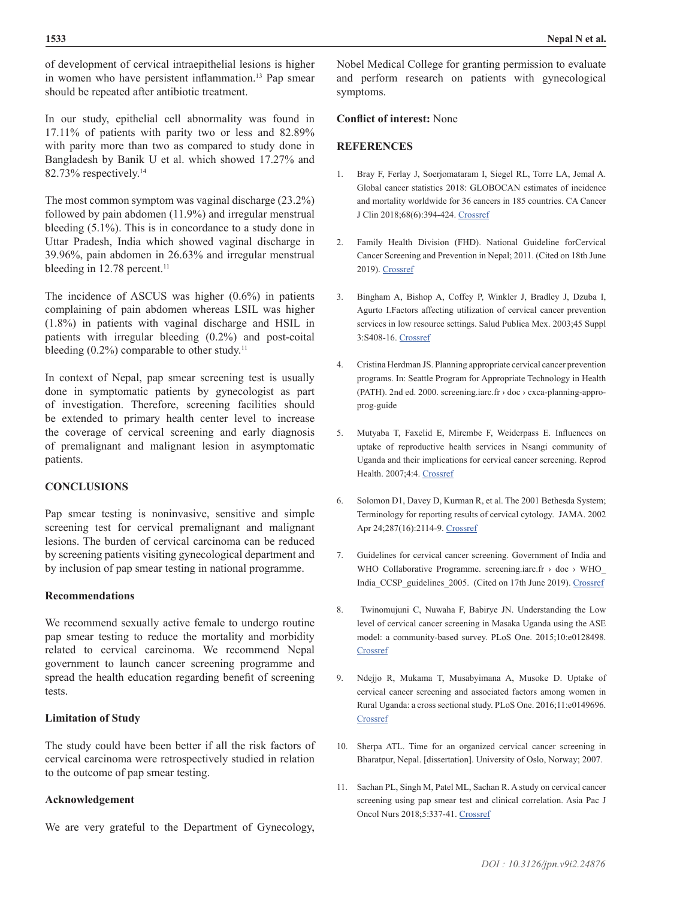of development of cervical intraepithelial lesions is higher in women who have persistent inflammation.[13] Pap smear should be repeated after antibiotic treatment.

In our study, epithelial cell abnormality was found in 17.11% of patients with parity two or less and 82.89% with parity more than two as compared to study done in Bangladesh by Banik U et al. which showed 17.27% and 82.73% respectively.[14]

The most common symptom was vaginal discharge (23.2%) followed by pain abdomen (11.9%) and irregular menstrual bleeding (5.1%). This is in concordance to a study done in Uttar Pradesh, India which showed vaginal discharge in 39.96%, pain abdomen in 26.63% and irregular menstrual bleeding in 12.78 percent.[11]

The incidence of ASCUS was higher (0.6%) in patients complaining of pain abdomen whereas LSIL was higher (1.8%) in patients with vaginal discharge and HSIL in patients with irregular bleeding (0.2%) and post-coital bleeding (0.2%) comparable to other study.[11]

In context of Nepal, pap smear screening test is usually done in symptomatic patients by gynecologist as part of investigation. Therefore, screening facilities should be extended to primary health center level to increase the coverage of cervical screening and early diagnosis of premalignant and malignant lesion in asymptomatic patients.

## CONCLUSIONS

Pap smear testing is noninvasive, sensitive and simple screening test for cervical premalignant and malignant lesions. The burden of cervical carcinoma can be reduced by screening patients visiting gynecological department and by inclusion of pap smear testing in national programme.

### Recommendations

We recommend sexually active female to undergo routine pap smear testing to reduce the mortality and morbidity related to cervical carcinoma. We recommend Nepal government to launch cancer screening programme and spread the health education regarding benefit of screening tests.

### Limitation of Study

The study could have been better if all the risk factors of cervical carcinoma were retrospectively studied in relation to the outcome of pap smear testing.

### Acknowledgement

We are very grateful to the Department of Gynecology, Nobel Medical College for granting permission to evaluate and perform research on patients with gynecological symptoms.

**Conflict of interest:** None

## REFERENCES

1. Bray F, Ferlay J, Soerjomataram I, Siegel RL, Torre LA, Jemal A. Global cancer statistics 2018: GLOBOCAN estimates of incidence and mortality worldwide for 36 cancers in 185 countries. CA Cancer J Clin 2018;68(6):394-424. Crossref

2. Family Health Division (FHD). National Guideline forCervical Cancer Screening and Prevention in Nepal; 2011. (Cited on 18th June 2019). Crossref

3. Bingham A, Bishop A, Coffey P, Winkler J, Bradley J, Dzuba I, Agurto I.Factors affecting utilization of cervical cancer prevention services in low resource settings. Salud Publica Mex. 2003;45 Suppl 3:S408-16. Crossref

4. Cristina Herdman JS. Planning appropriate cervical cancer prevention programs. In: Seattle Program for Appropriate Technology in Health (PATH). 2nd ed. 2000. screening.iarc.fr › doc › cxca-planning-appro-prog-guide

5. Mutyaba T, Faxelid E, Mirembe F, Weiderpass E. Influences on uptake of reproductive health services in Nsangi community of Uganda and their implications for cervical cancer screening. Reprod Health. 2007;4:4. Crossref

6. Solomon D1, Davey D, Kurman R, et al. The 2001 Bethesda System; Terminology for reporting results of cervical cytology. JAMA. 2002 Apr 24;287(16):2114-9. Crossref

7. Guidelines for cervical cancer screening. Government of India and WHO Collaborative Programme. screening.iarc.fr › doc › WHO_India_CCSP_guidelines_2005. (Cited on 17th June 2019). Crossref

8. Twinomujuni C, Nuwaha F, Babirye JN. Understanding the Low level of cervical cancer screening in Masaka Uganda using the ASE model: a community-based survey. PLoS One. 2015;10:e0128498. Crossref

9. Ndejjo R, Mukama T, Musabyimana A, Musoke D. Uptake of cervical cancer screening and associated factors among women in Rural Uganda: a cross sectional study. PLoS One. 2016;11:e0149696. Crossref

10. Sherpa ATL. Time for an organized cervical cancer screening in Bharatpur, Nepal. [dissertation]. University of Oslo, Norway; 2007.

11. Sachan PL, Singh M, Patel ML, Sachan R. A study on cervical cancer screening using pap smear test and clinical correlation. Asia Pac J Oncol Nurs 2018;5:337-41. Crossref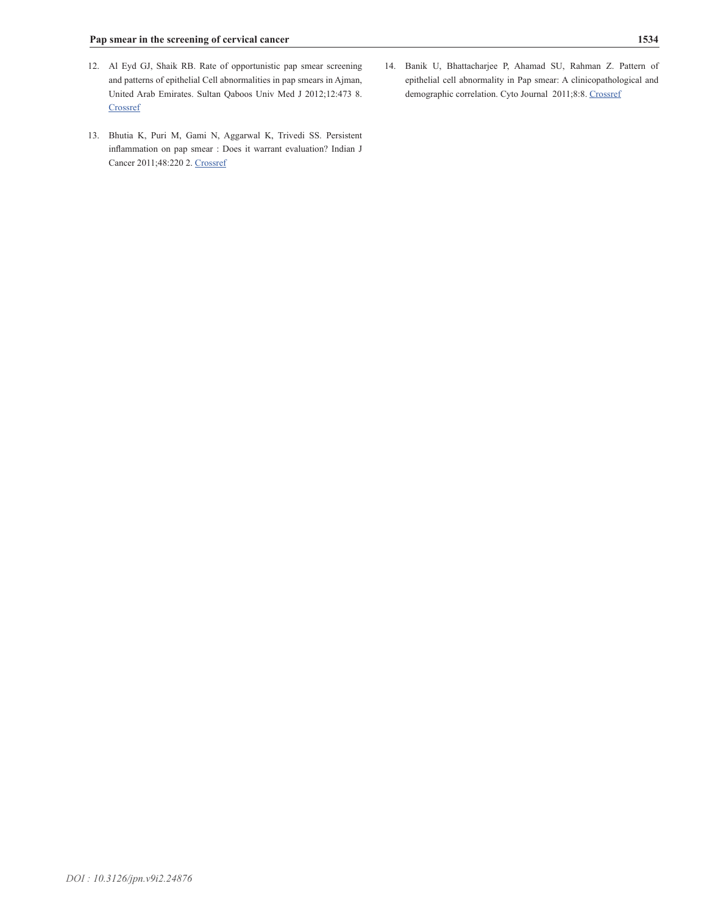12. Al Eyd GJ, Shaik RB. Rate of opportunistic pap smear screening and patterns of epithelial Cell abnormalities in pap smears in Ajman, United Arab Emirates. Sultan Qaboos Univ Med J 2012;12:473 8. Crossref

13. Bhutia K, Puri M, Gami N, Aggarwal K, Trivedi SS. Persistent inflammation on pap smear : Does it warrant evaluation? Indian J Cancer 2011;48:220 2. Crossref

14. Banik U, Bhattacharjee P, Ahamad SU, Rahman Z. Pattern of epithelial cell abnormality in Pap smear: A clinicopathological and demographic correlation. Cyto Journal 2011;8:8. Crossref